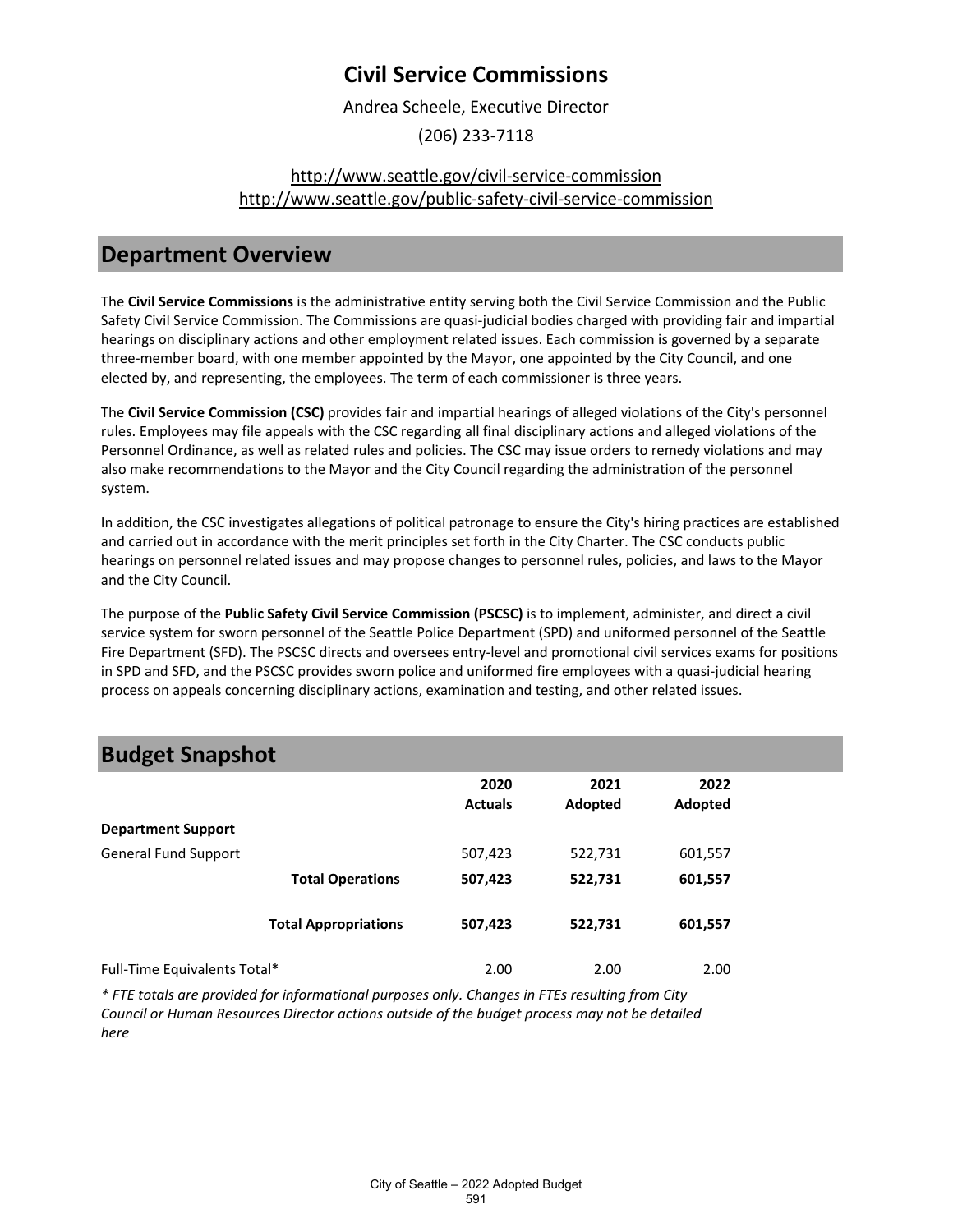# Civil Service Commissions

Andrea Scheele, Executive Director

(206) 233-7118

http://www.seattle.gov/civil-service-commission
http://www.seattle.gov/public-safety-civil-service-commission

## Department Overview

The **Civil Service Commissions** is the administrative entity serving both the Civil Service Commission and the Public Safety Civil Service Commission. The Commissions are quasi-judicial bodies charged with providing fair and impartial hearings on disciplinary actions and other employment related issues. Each commission is governed by a separate three-member board, with one member appointed by the Mayor, one appointed by the City Council, and one elected by, and representing, the employees. The term of each commissioner is three years.

The **Civil Service Commission (CSC)** provides fair and impartial hearings of alleged violations of the City's personnel rules. Employees may file appeals with the CSC regarding all final disciplinary actions and alleged violations of the Personnel Ordinance, as well as related rules and policies. The CSC may issue orders to remedy violations and may also make recommendations to the Mayor and the City Council regarding the administration of the personnel system.

In addition, the CSC investigates allegations of political patronage to ensure the City's hiring practices are established and carried out in accordance with the merit principles set forth in the City Charter. The CSC conducts public hearings on personnel related issues and may propose changes to personnel rules, policies, and laws to the Mayor and the City Council.

The purpose of the **Public Safety Civil Service Commission (PSCSC)** is to implement, administer, and direct a civil service system for sworn personnel of the Seattle Police Department (SPD) and uniformed personnel of the Seattle Fire Department (SFD). The PSCSC directs and oversees entry-level and promotional civil services exams for positions in SPD and SFD, and the PSCSC provides sworn police and uniformed fire employees with a quasi-judicial hearing process on appeals concerning disciplinary actions, examination and testing, and other related issues.

## Budget Snapshot

| | 2020 Actuals | 2021 Adopted | 2022 Adopted |
|---|---|---|---|
| **Department Support** | | | |
| General Fund Support | 507,423 | 522,731 | 601,557 |
| **Total Operations** | **507,423** | **522,731** | **601,557** |
| **Total Appropriations** | **507,423** | **522,731** | **601,557** |
| Full-Time Equivalents Total* | 2.00 | 2.00 | 2.00 |

*\* FTE totals are provided for informational purposes only. Changes in FTEs resulting from City Council or Human Resources Director actions outside of the budget process may not be detailed here*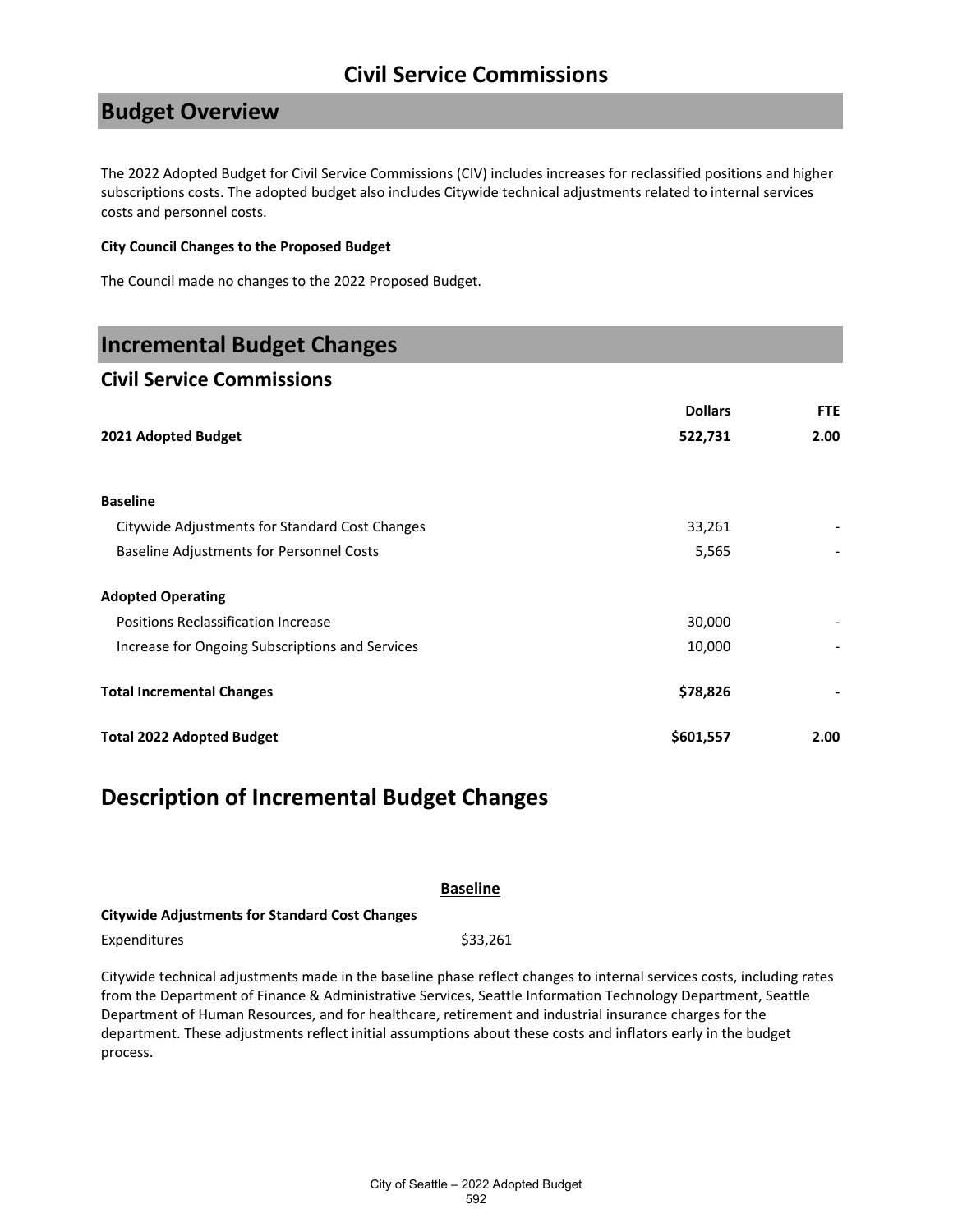# Civil Service Commissions

## Budget Overview

The 2022 Adopted Budget for Civil Service Commissions (CIV) includes increases for reclassified positions and higher subscriptions costs. The adopted budget also includes Citywide technical adjustments related to internal services costs and personnel costs.

**City Council Changes to the Proposed Budget**

The Council made no changes to the 2022 Proposed Budget.

## Incremental Budget Changes

### Civil Service Commissions

| | Dollars | FTE |
|---|---|---|
| **2021 Adopted Budget** | **522,731** | **2.00** |
| | | |
| **Baseline** | | |
| Citywide Adjustments for Standard Cost Changes | 33,261 | - |
| Baseline Adjustments for Personnel Costs | 5,565 | - |
| | | |
| **Adopted Operating** | | |
| Positions Reclassification Increase | 30,000 | - |
| Increase for Ongoing Subscriptions and Services | 10,000 | - |
| | | |
| **Total Incremental Changes** | **$78,826** | **-** |
| | | |
| **Total 2022 Adopted Budget** | **$601,557** | **2.00** |

## Description of Incremental Budget Changes

**Baseline**

**Citywide Adjustments for Standard Cost Changes**

Expenditures $33,261

Citywide technical adjustments made in the baseline phase reflect changes to internal services costs, including rates from the Department of Finance & Administrative Services, Seattle Information Technology Department, Seattle Department of Human Resources, and for healthcare, retirement and industrial insurance charges for the department. These adjustments reflect initial assumptions about these costs and inflators early in the budget process.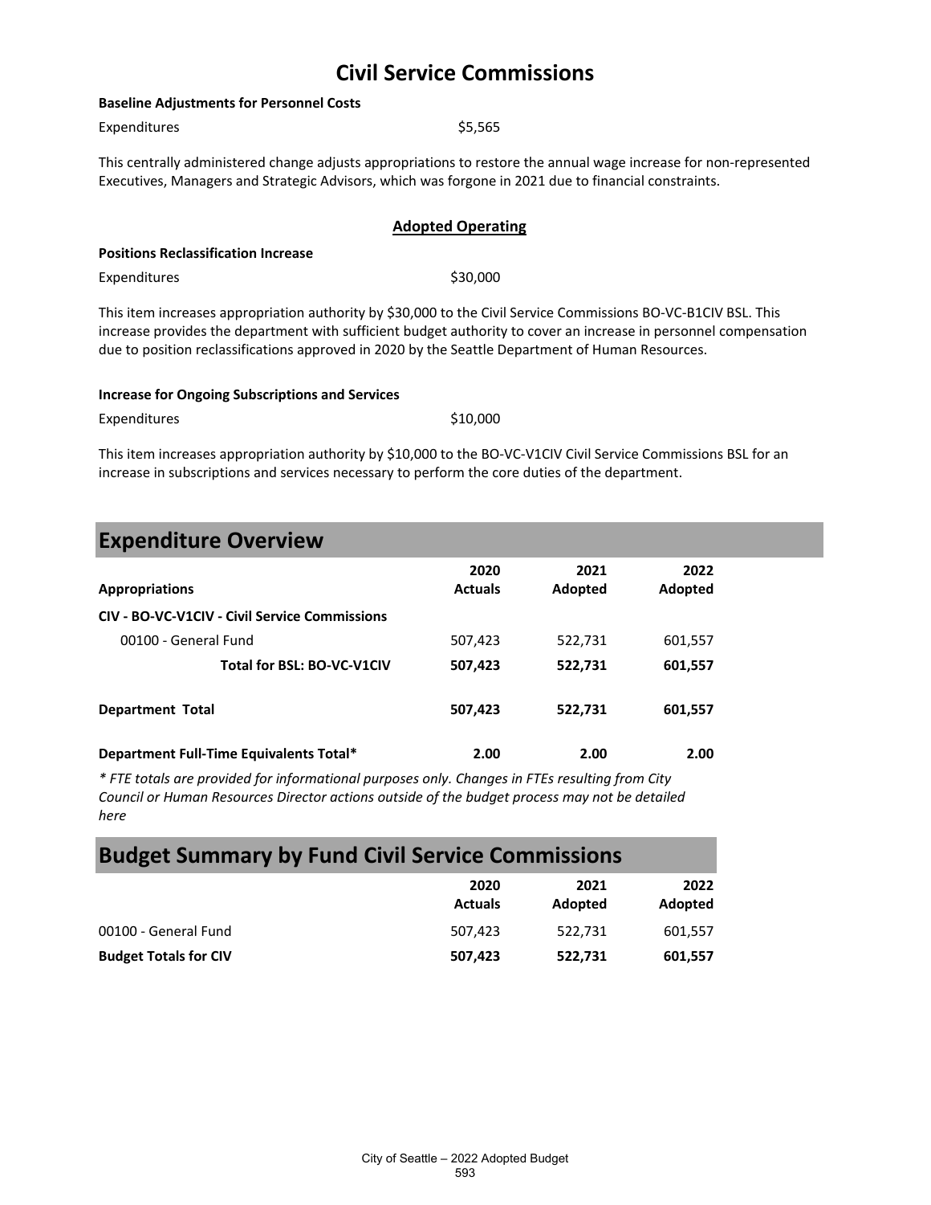# Civil Service Commissions

**Baseline Adjustments for Personnel Costs**

Expenditures $5,565

This centrally administered change adjusts appropriations to restore the annual wage increase for non-represented Executives, Managers and Strategic Advisors, which was forgone in 2021 due to financial constraints.

**Adopted Operating**

**Positions Reclassification Increase**

Expenditures $30,000

This item increases appropriation authority by $30,000 to the Civil Service Commissions BO-VC-B1CIV BSL. This increase provides the department with sufficient budget authority to cover an increase in personnel compensation due to position reclassifications approved in 2020 by the Seattle Department of Human Resources.

**Increase for Ongoing Subscriptions and Services**

Expenditures $10,000

This item increases appropriation authority by $10,000 to the BO-VC-V1CIV Civil Service Commissions BSL for an increase in subscriptions and services necessary to perform the core duties of the department.

## Expenditure Overview

| Appropriations | 2020 Actuals | 2021 Adopted | 2022 Adopted |
|---|---|---|---|
| **CIV - BO-VC-V1CIV - Civil Service Commissions** | | | |
| 00100 - General Fund | 507,423 | 522,731 | 601,557 |
| **Total for BSL: BO-VC-V1CIV** | **507,423** | **522,731** | **601,557** |
| **Department Total** | **507,423** | **522,731** | **601,557** |
| **Department Full-Time Equivalents Total*** | **2.00** | **2.00** | **2.00** |

*\* FTE totals are provided for informational purposes only. Changes in FTEs resulting from City Council or Human Resources Director actions outside of the budget process may not be detailed here*

## Budget Summary by Fund Civil Service Commissions

| | 2020 Actuals | 2021 Adopted | 2022 Adopted |
|---|---|---|---|
| 00100 - General Fund | 507,423 | 522,731 | 601,557 |
| **Budget Totals for CIV** | **507,423** | **522,731** | **601,557** |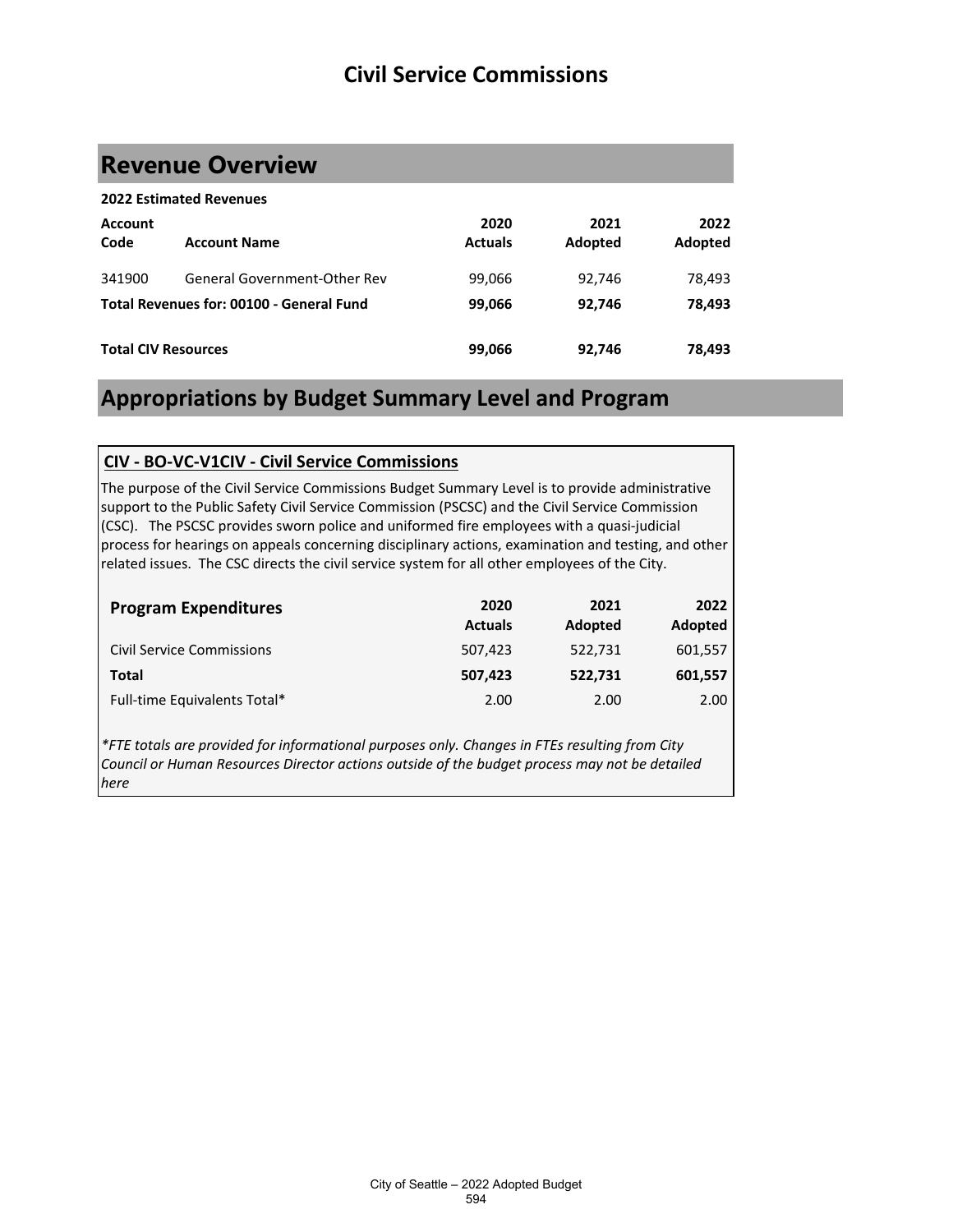# Civil Service Commissions

## Revenue Overview

**2022 Estimated Revenues**

| Account Code | Account Name | 2020 Actuals | 2021 Adopted | 2022 Adopted |
|---|---|---|---|---|
| 341900 | General Government-Other Rev | 99,066 | 92,746 | 78,493 |
| **Total Revenues for: 00100 - General Fund** | | **99,066** | **92,746** | **78,493** |
| **Total CIV Resources** | | **99,066** | **92,746** | **78,493** |

## Appropriations by Budget Summary Level and Program

### CIV - BO-VC-V1CIV - Civil Service Commissions

The purpose of the Civil Service Commissions Budget Summary Level is to provide administrative support to the Public Safety Civil Service Commission (PSCSC) and the Civil Service Commission (CSC). The PSCSC provides sworn police and uniformed fire employees with a quasi-judicial process for hearings on appeals concerning disciplinary actions, examination and testing, and other related issues. The CSC directs the civil service system for all other employees of the City.

| Program Expenditures | 2020 Actuals | 2021 Adopted | 2022 Adopted |
|---|---|---|---|
| Civil Service Commissions | 507,423 | 522,731 | 601,557 |
| **Total** | **507,423** | **522,731** | **601,557** |
| Full-time Equivalents Total* | 2.00 | 2.00 | 2.00 |

*\*FTE totals are provided for informational purposes only. Changes in FTEs resulting from City Council or Human Resources Director actions outside of the budget process may not be detailed here*